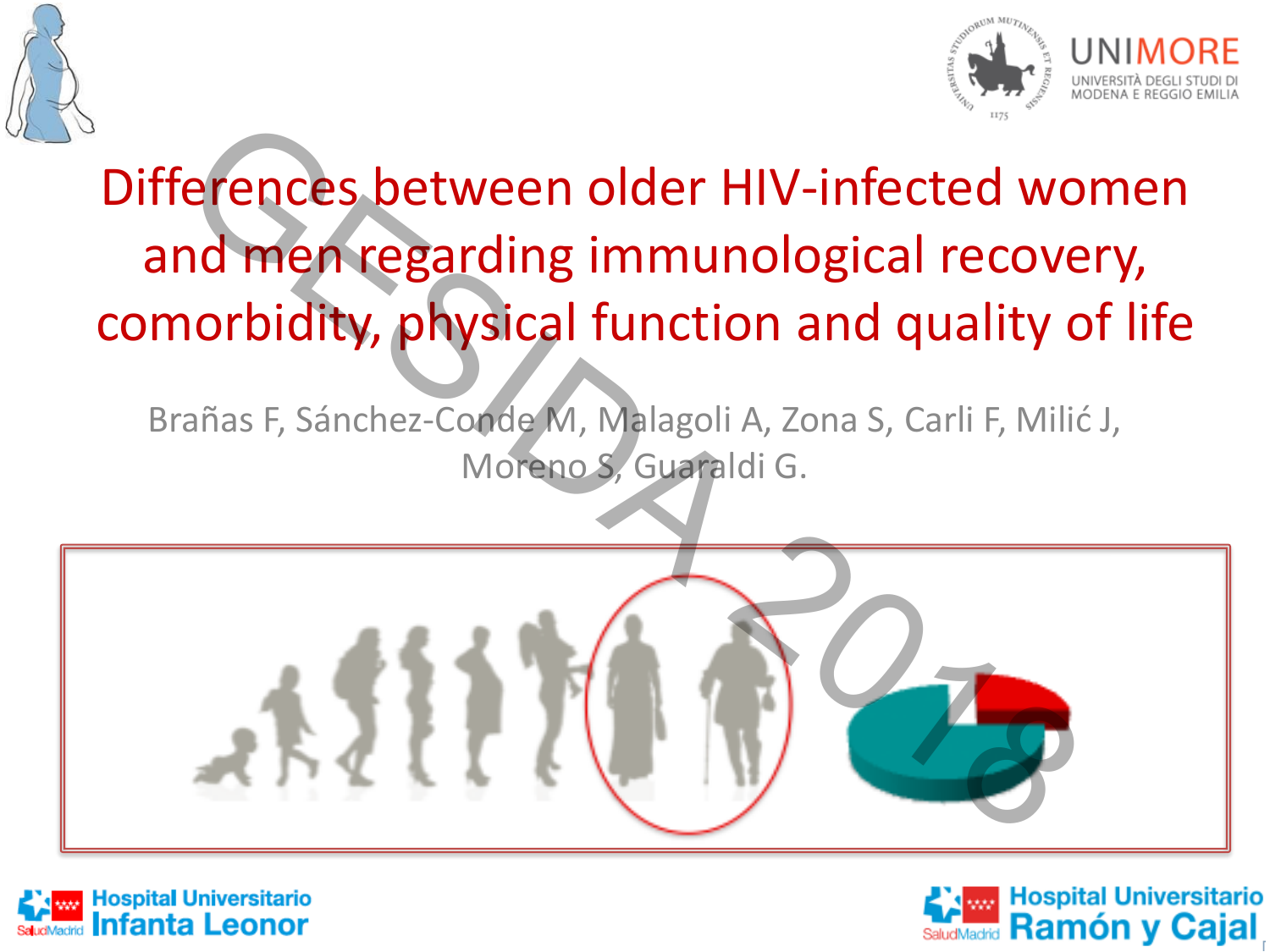# Differences between older HIV-infected women and men regarding immunological recovery, comorbidity, physical function and quality of life

Brañas F, Sánchez-Conde M, Malagoli A, Zona S, Carli F, Milić J, Moreno S, Guaraldi G.

UNIMORE
UNIVERSITÀ DEGLI STUDI DI MODENA E REGGIO EMILIA

Hospital Universitario Infanta Leonor

Hospital Universitario Ramón y Cajal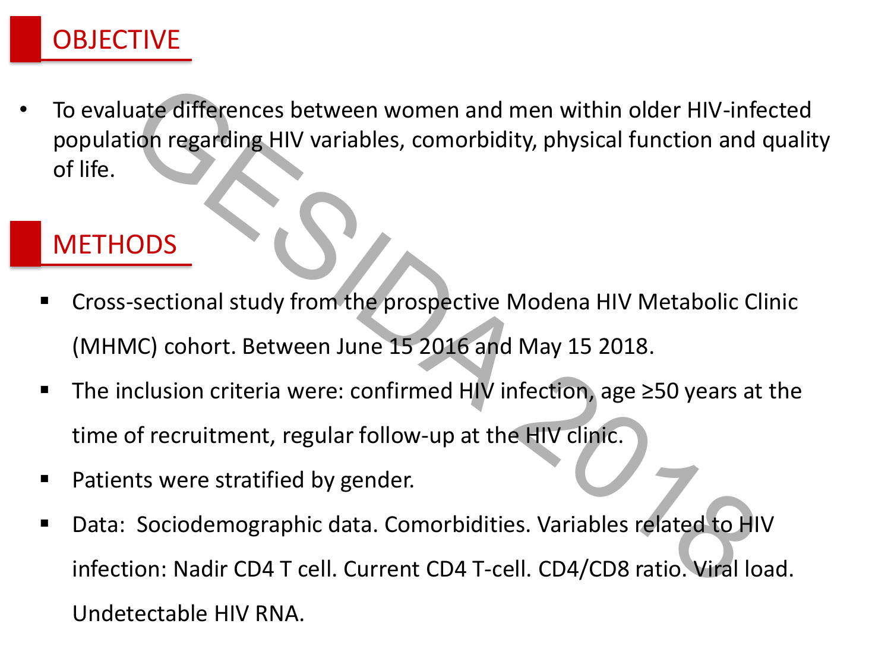## OBJECTIVE

- To evaluate differences between women and men within older HIV-infected population regarding HIV variables, comorbidity, physical function and quality of life.

## METHODS

- Cross-sectional study from the prospective Modena HIV Metabolic Clinic (MHMC) cohort. Between June 15 2016 and May 15 2018.
- The inclusion criteria were: confirmed HIV infection, age ≥50 years at the time of recruitment, regular follow-up at the HIV clinic.
- Patients were stratified by gender.
- Data: Sociodemographic data. Comorbidities. Variables related to HIV infection: Nadir CD4 T cell. Current CD4 T-cell. CD4/CD8 ratio. Viral load. Undetectable HIV RNA.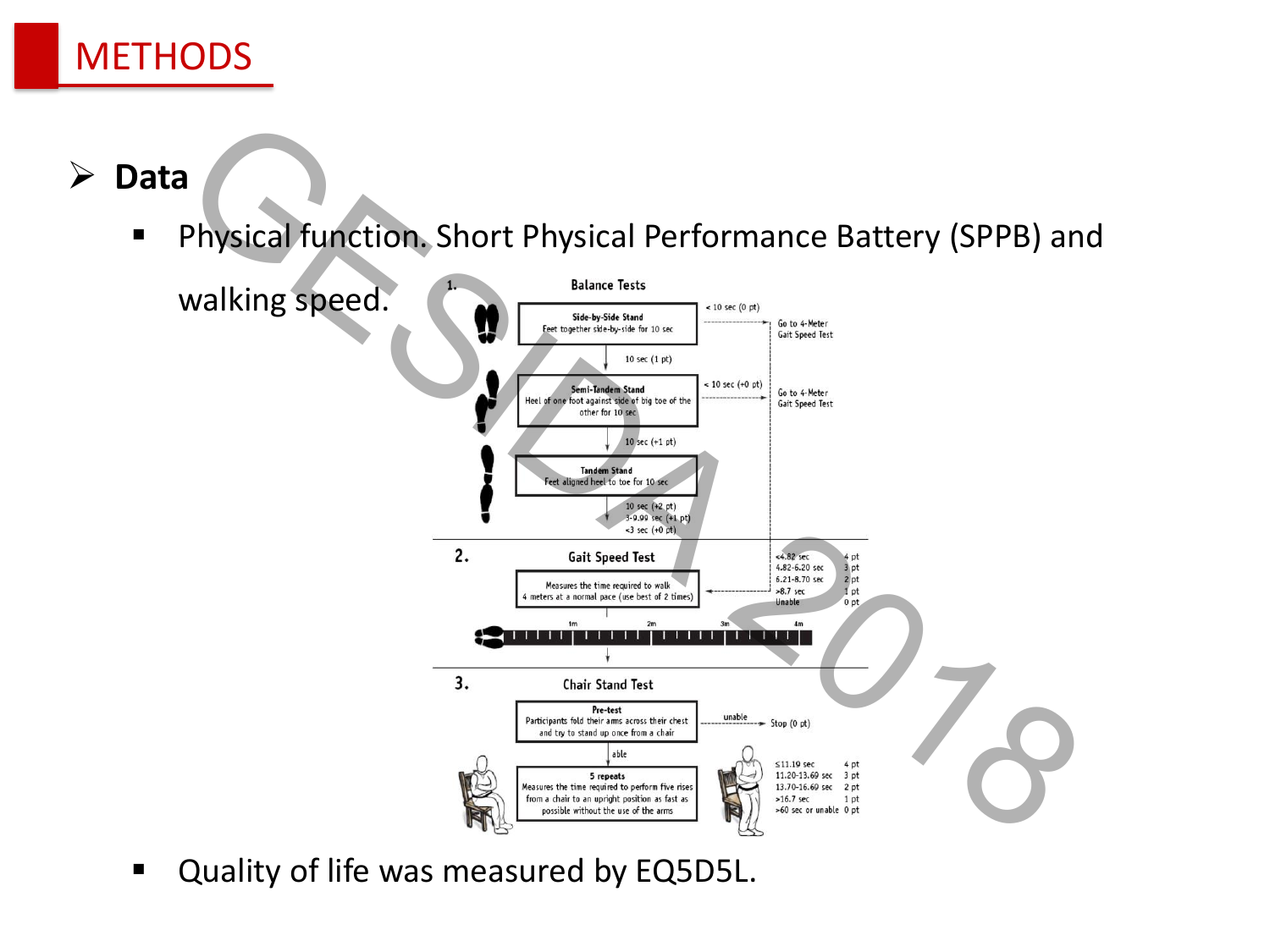# METHODS

## ➢ Data

- Physical function. Short Physical Performance Battery (SPPB) and walking speed.

**1. Balance Tests**

- **Side-by-Side Stand**: Feet together side-by-side for 10 sec
  - < 10 sec (0 pt) → Go to 4-Meter Gait Speed Test
  - 10 sec (1 pt)
- **Semi-Tandem Stand**: Heel of one foot against side of big toe of the other for 10 sec
  - < 10 sec (+0 pt) → Go to 4-Meter Gait Speed Test
  - 10 sec (+1 pt)
- **Tandem Stand**: Feet aligned heel to toe for 10 sec
  - 10 sec (+2 pt)
  - 3-9.99 sec (+1 pt)
  - <3 sec (+0 pt)

**2. Gait Speed Test**

Measures the time required to walk 4 meters at a normal pace (use best of 2 times)

| Time | Points |
| --- | --- |
| <4.82 sec | 4 pt |
| 4.82-6.20 sec | 3 pt |
| 6.21-8.70 sec | 2 pt |
| >8.7 sec | 1 pt |
| Unable | 0 pt |

**3. Chair Stand Test**

- **Pre-test**: Participants fold their arms across their chest and try to stand up once from a chair
  - unable → Stop (0 pt)
  - able →
- **5 repeats**: Measures the time required to perform five rises from a chair to an upright position as fast as possible without the use of the arms

| Time | Points |
| --- | --- |
| ≤11.19 sec | 4 pt |
| 11.20-13.69 sec | 3 pt |
| 13.70-16.69 sec | 2 pt |
| >16.7 sec | 1 pt |
| >60 sec or unable | 0 pt |

- Quality of life was measured by EQ5D5L.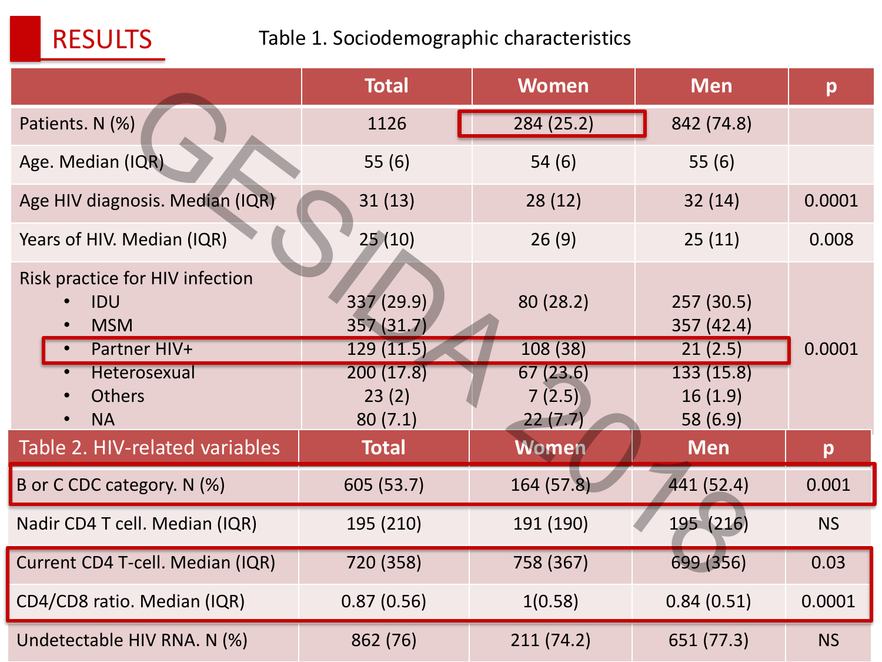## RESULTS

Table 1. Sociodemographic characteristics

| | Total | Women | Men | p |
|---|---|---|---|---|
| Patients. N (%) | 1126 | 284 (25.2) | 842 (74.8) | |
| Age. Median (IQR) | 55 (6) | 54 (6) | 55 (6) | |
| Age HIV diagnosis. Median (IQR) | 31 (13) | 28 (12) | 32 (14) | 0.0001 |
| Years of HIV. Median (IQR) | 25 (10) | 26 (9) | 25 (11) | 0.008 |
| Risk practice for HIV infection | | | | 0.0001 |
| • IDU | 337 (29.9) | 80 (28.2) | 257 (30.5) | |
| • MSM | 357 (31.7) | | 357 (42.4) | |
| • Partner HIV+ | 129 (11.5) | 108 (38) | 21 (2.5) | |
| • Heterosexual | 200 (17.8) | 67 (23.6) | 133 (15.8) | |
| • Others | 23 (2) | 7 (2.5) | 16 (1.9) | |
| • NA | 80 (7.1) | 22 (7.7) | 58 (6.9) | |

| Table 2. HIV-related variables | Total | Women | Men | p |
|---|---|---|---|---|
| B or C CDC category. N (%) | 605 (53.7) | 164 (57.8) | 441 (52.4) | 0.001 |
| Nadir CD4 T cell. Median (IQR) | 195 (210) | 191 (190) | 195 (216) | NS |
| Current CD4 T-cell. Median (IQR) | 720 (358) | 758 (367) | 699 (356) | 0.03 |
| CD4/CD8 ratio. Median (IQR) | 0.87 (0.56) | 1(0.58) | 0.84 (0.51) | 0.0001 |
| Undetectable HIV RNA. N (%) | 862 (76) | 211 (74.2) | 651 (77.3) | NS |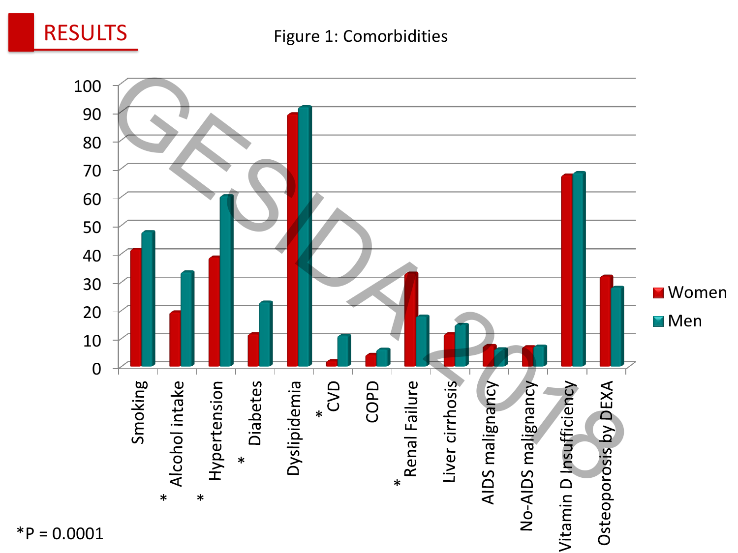## RESULTS

Figure 1: Comorbidities

| Comorbidity | Women | Men |
|---|---|---|
| Smoking | 41 | 47 |
| Alcohol intake * | 19 | 33 |
| Hypertension * | 38 | 60 |
| Diabetes * | 11 | 22 |
| Dyslipidemia | 89 | 91 |
| CVD * | 2 | 11 |
| COPD | 4 | 6 |
| Renal Failure * | 33 | 18 |
| Liver cirrhosis | 11 | 15 |
| AIDS malignancy | 7 | 6 |
| No-AIDS malignancy | 7 | 7 |
| Vitamin D Insufficiency | 67 | 68 |
| Osteoporosis by DEXA | 32 | 28 |

*P = 0.0001

GESIDA 2018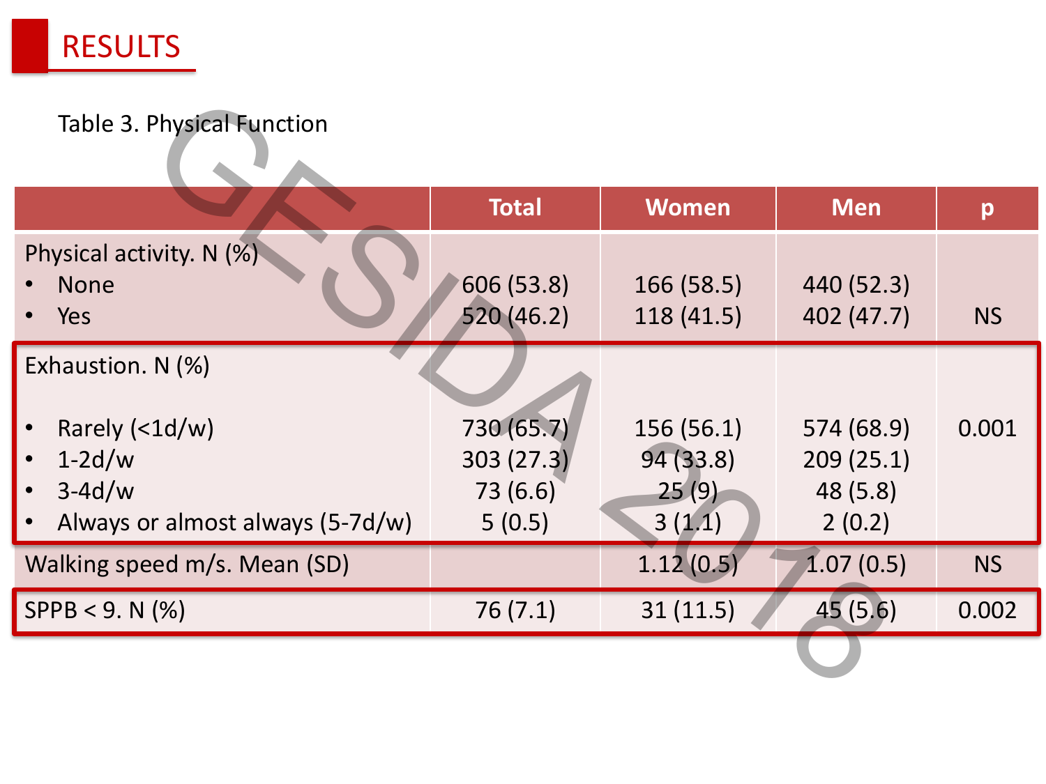# RESULTS

Table 3. Physical Function

| | Total | Women | Men | p |
|---|---|---|---|---|
| Physical activity. N (%) | | | | |
| • None | 606 (53.8) | 166 (58.5) | 440 (52.3) | |
| • Yes | 520 (46.2) | 118 (41.5) | 402 (47.7) | NS |
| Exhaustion. N (%) | | | | |
| • Rarely (<1d/w) | 730 (65.7) | 156 (56.1) | 574 (68.9) | 0.001 |
| • 1-2d/w | 303 (27.3) | 94 (33.8) | 209 (25.1) | |
| • 3-4d/w | 73 (6.6) | 25 (9) | 48 (5.8) | |
| • Always or almost always (5-7d/w) | 5 (0.5) | 3 (1.1) | 2 (0.2) | |
| Walking speed m/s. Mean (SD) | | 1.12 (0.5) | 1.07 (0.5) | NS |
| SPPB < 9. N (%) | 76 (7.1) | 31 (11.5) | 45 (5.6) | 0.002 |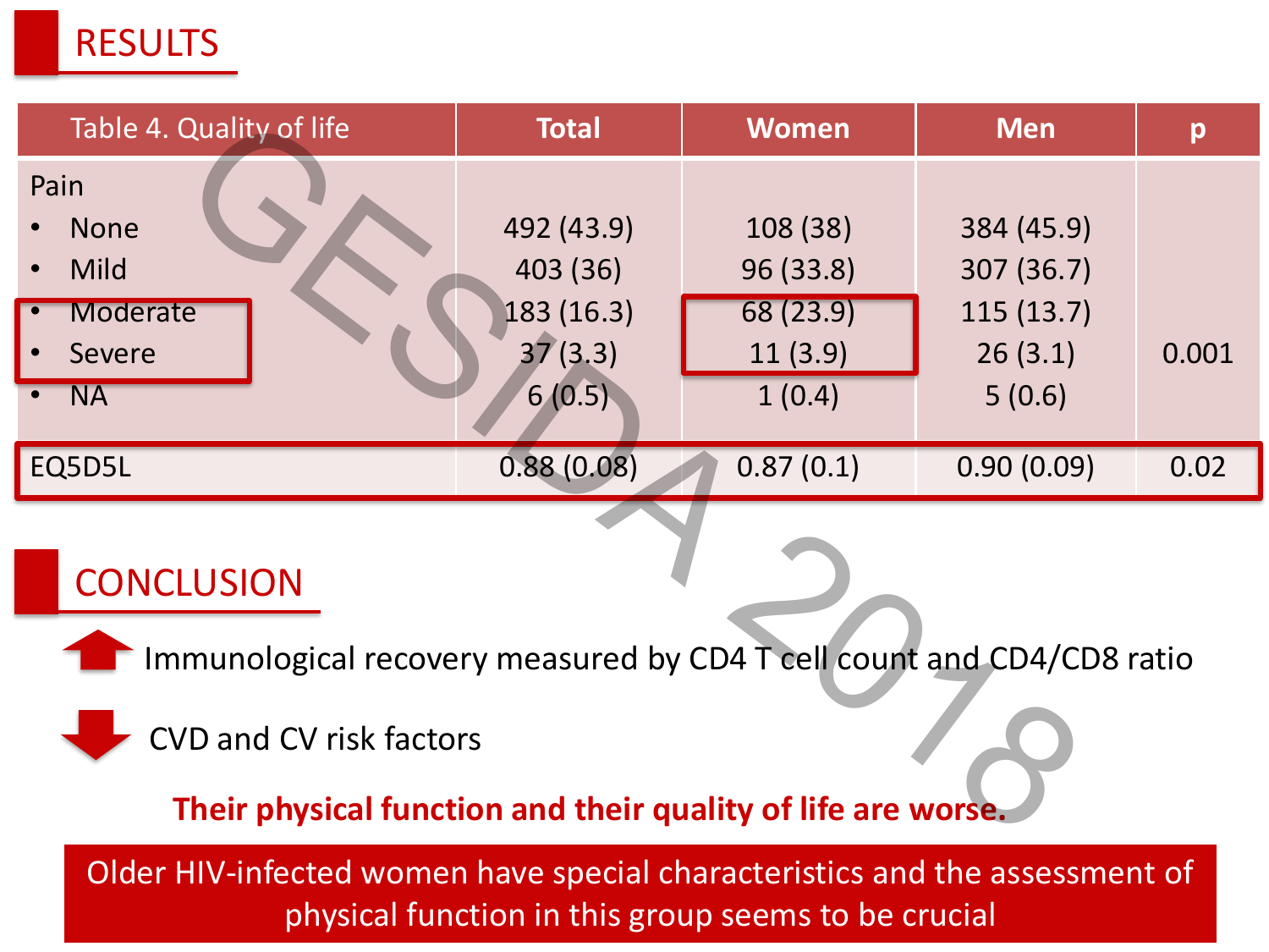## RESULTS

| Table 4. Quality of life | Total | Women | Men | p |
|---|---|---|---|---|
| **Pain** | | | | |
| • None | 492 (43.9) | 108 (38) | 384 (45.9) | |
| • Mild | 403 (36) | 96 (33.8) | 307 (36.7) | |
| • Moderate | 183 (16.3) | 68 (23.9) | 115 (13.7) | |
| • Severe | 37 (3.3) | 11 (3.9) | 26 (3.1) | 0.001 |
| • NA | 6 (0.5) | 1 (0.4) | 5 (0.6) | |
| EQ5D5L | 0.88 (0.08) | 0.87 (0.1) | 0.90 (0.09) | 0.02 |

## CONCLUSION

- ↑ Immunological recovery measured by CD4 T cell count and CD4/CD8 ratio
- ↓ CVD and CV risk factors

**Their physical function and their quality of life are worse.**

Older HIV-infected women have special characteristics and the assessment of physical function in this group seems to be crucial